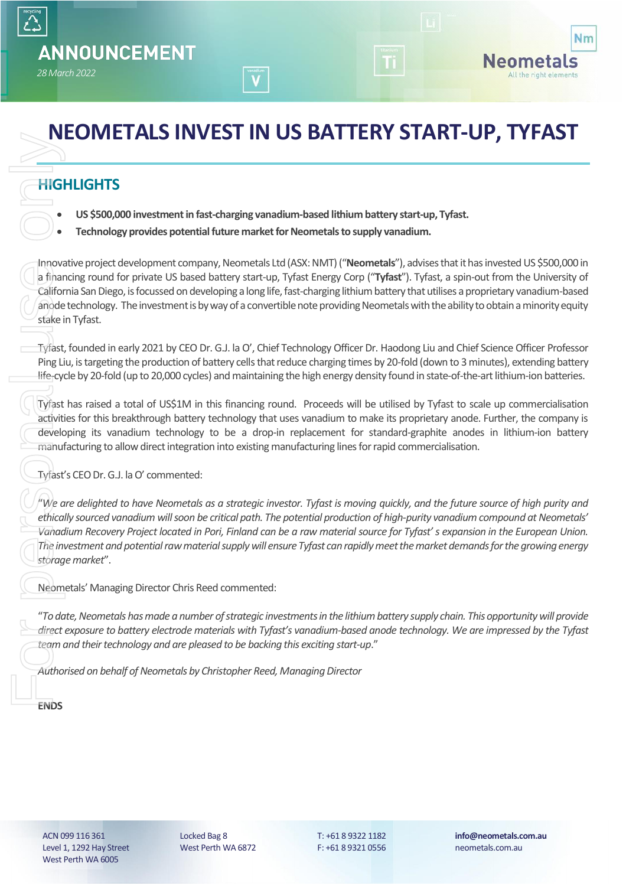**ANNOUNCEMENT**

*28 March 2022*

# NEOMETALS INVEST IN US BATTERY START-UP, TYFAST

## HIGHLIGHTS

- **US $500,000 investment in fast-charging vanadium-based lithium battery start-up, Tyfast.**
- **Technology provides potential future market for Neometals to supply vanadium.**

Innovative project development company, Neometals Ltd (ASX: NMT) ("**Neometals**"), advises that it has invested US $500,000 in a financing round for private US based battery start-up, Tyfast Energy Corp ("**Tyfast**"). Tyfast, a spin-out from the University of California San Diego, is focussed on developing a long life, fast-charging lithium battery that utilises a proprietary vanadium-based anode technology. The investment is by way of a convertible note providing Neometals with the ability to obtain a minority equity stake in Tyfast.

Tyfast, founded in early 2021 by CEO Dr. G.J. la O', Chief Technology Officer Dr. Haodong Liu and Chief Science Officer Professor Ping Liu, is targeting the production of battery cells that reduce charging times by 20-fold (down to 3 minutes), extending battery life-cycle by 20-fold (up to 20,000 cycles) and maintaining the high energy density found in state-of-the-art lithium-ion batteries.

Tyfast has raised a total of US$1M in this financing round. Proceeds will be utilised by Tyfast to scale up commercialisation activities for this breakthrough battery technology that uses vanadium to make its proprietary anode. Further, the company is developing its vanadium technology to be a drop-in replacement for standard-graphite anodes in lithium-ion battery manufacturing to allow direct integration into existing manufacturing lines for rapid commercialisation.

Tyfast's CEO Dr. G.J. la O' commented:

*"We are delighted to have Neometals as a strategic investor. Tyfast is moving quickly, and the future source of high purity and ethically sourced vanadium will soon be critical path. The potential production of high-purity vanadium compound at Neometals' Vanadium Recovery Project located in Pori, Finland can be a raw material source for Tyfast' s expansion in the European Union. The investment and potential raw material supply will ensure Tyfast can rapidly meet the market demands for the growing energy storage market*".

Neometals' Managing Director Chris Reed commented:

"*To date, Neometals has made a number of strategic investments in the lithium battery supply chain. This opportunity will provide direct exposure to battery electrode materials with Tyfast's vanadium-based anode technology. We are impressed by the Tyfast team and their technology and are pleased to be backing this exciting start-up*."

*Authorised on behalf of Neometals by Christopher Reed, Managing Director*

**ENDS**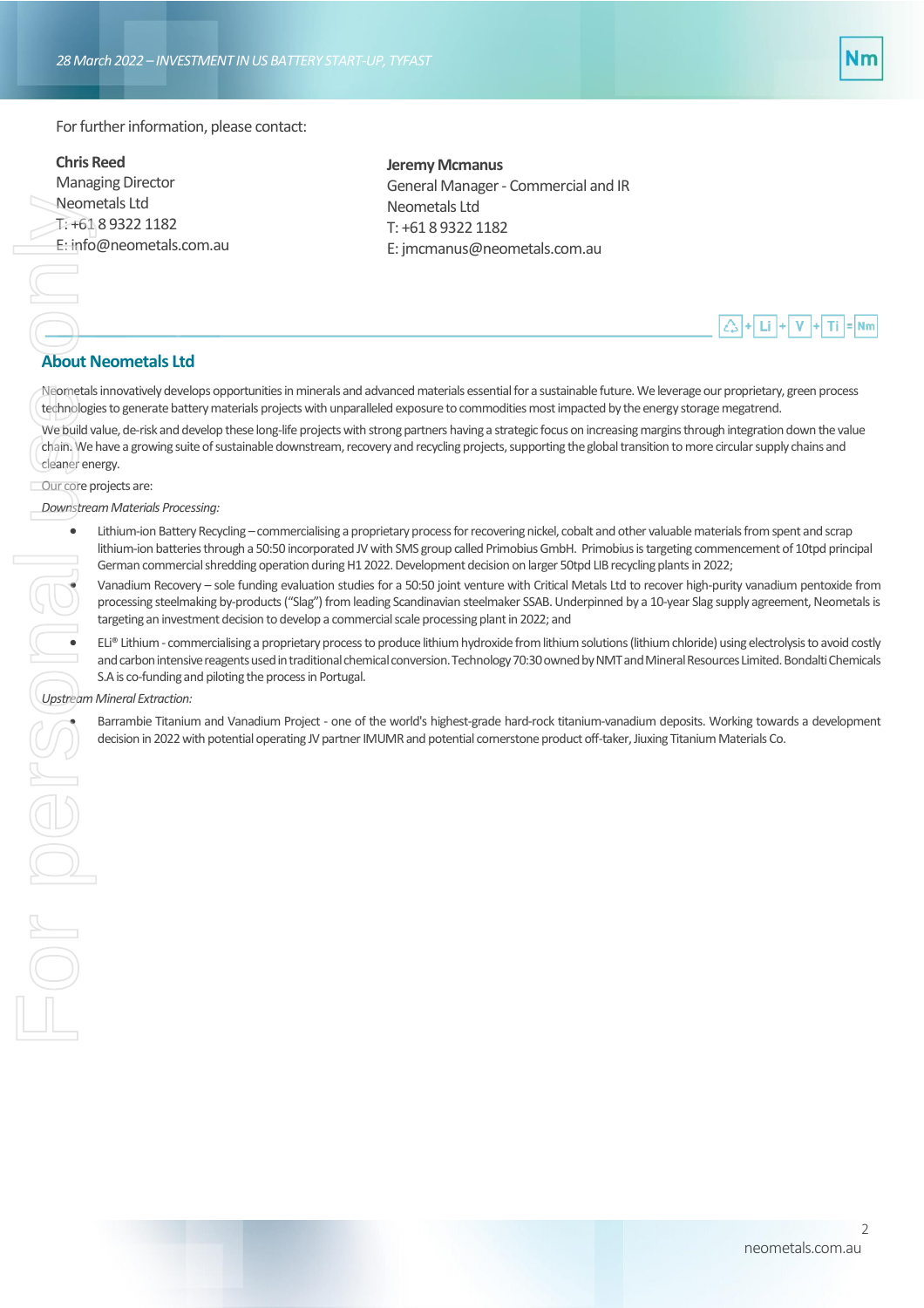For further information, please contact:

**Chris Reed**
Managing Director
Neometals Ltd
T: +61 8 9322 1182
E: info@neometals.com.au

**Jeremy Mcmanus**
General Manager - Commercial and IR
Neometals Ltd
T: +61 8 9322 1182
E: jmcmanus@neometals.com.au

## About Neometals Ltd

Neometals innovatively develops opportunities in minerals and advanced materials essential for a sustainable future. We leverage our proprietary, green process technologies to generate battery materials projects with unparalleled exposure to commodities most impacted by the energy storage megatrend.

We build value, de-risk and develop these long-life projects with strong partners having a strategic focus on increasing margins through integration down the value chain. We have a growing suite of sustainable downstream, recovery and recycling projects, supporting the global transition to more circular supply chains and cleaner energy.

Our core projects are:

*Downstream Materials Processing:*

- Lithium-ion Battery Recycling – commercialising a proprietary process for recovering nickel, cobalt and other valuable materials from spent and scrap lithium-ion batteries through a 50:50 incorporated JV with SMS group called Primobius GmbH. Primobius is targeting commencement of 10tpd principal German commercial shredding operation during H1 2022. Development decision on larger 50tpd LIB recycling plants in 2022;
- Vanadium Recovery – sole funding evaluation studies for a 50:50 joint venture with Critical Metals Ltd to recover high-purity vanadium pentoxide from processing steelmaking by-products ("Slag") from leading Scandinavian steelmaker SSAB. Underpinned by a 10-year Slag supply agreement, Neometals is targeting an investment decision to develop a commercial scale processing plant in 2022; and
- ELi® Lithium - commercialising a proprietary process to produce lithium hydroxide from lithium solutions (lithium chloride) using electrolysis to avoid costly and carbon intensive reagents used in traditional chemical conversion. Technology 70:30 owned by NMT and Mineral Resources Limited. Bondalti Chemicals S.A is co-funding and piloting the process in Portugal.

*Upstream Mineral Extraction:*

- Barrambie Titanium and Vanadium Project - one of the world's highest-grade hard-rock titanium-vanadium deposits. Working towards a development decision in 2022 with potential operating JV partner IMUMR and potential cornerstone product off-taker, Jiuxing Titanium Materials Co.